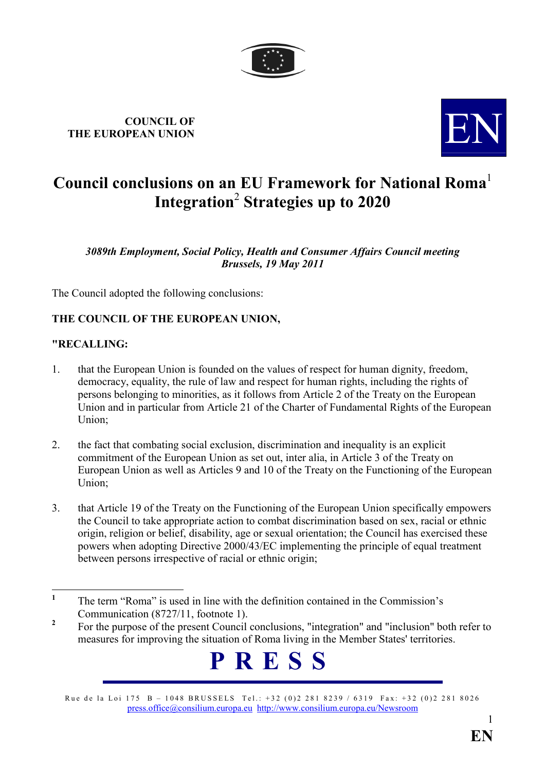**COUNCIL OF THE EUROPEAN UNION**

EN

# Council conclusions on an EU Framework for National Roma[1] Integration[2] Strategies up to 2020

*3089th Employment, Social Policy, Health and Consumer Affairs Council meeting*
*Brussels, 19 May 2011*

The Council adopted the following conclusions:

**THE COUNCIL OF THE EUROPEAN UNION,**

**"RECALLING:**

1. that the European Union is founded on the values of respect for human dignity, freedom, democracy, equality, the rule of law and respect for human rights, including the rights of persons belonging to minorities, as it follows from Article 2 of the Treaty on the European Union and in particular from Article 21 of the Charter of Fundamental Rights of the European Union;

2. the fact that combating social exclusion, discrimination and inequality is an explicit commitment of the European Union as set out, inter alia, in Article 3 of the Treaty on European Union as well as Articles 9 and 10 of the Treaty on the Functioning of the European Union;

3. that Article 19 of the Treaty on the Functioning of the European Union specifically empowers the Council to take appropriate action to combat discrimination based on sex, racial or ethnic origin, religion or belief, disability, age or sexual orientation; the Council has exercised these powers when adopting Directive 2000/43/EC implementing the principle of equal treatment between persons irrespective of racial or ethnic origin;

---

[1] The term "Roma" is used in line with the definition contained in the Commission's Communication (8727/11, footnote 1).

[2] For the purpose of the present Council conclusions, "integration" and "inclusion" both refer to measures for improving the situation of Roma living in the Member States' territories.

**P R E S S**

Rue de la Loi 175 B – 1048 BRUSSELS Tel.: +32 (0)2 281 8239 / 6319 Fax: +32 (0)2 281 8026
press.office@consilium.europa.eu http://www.consilium.europa.eu/Newsroom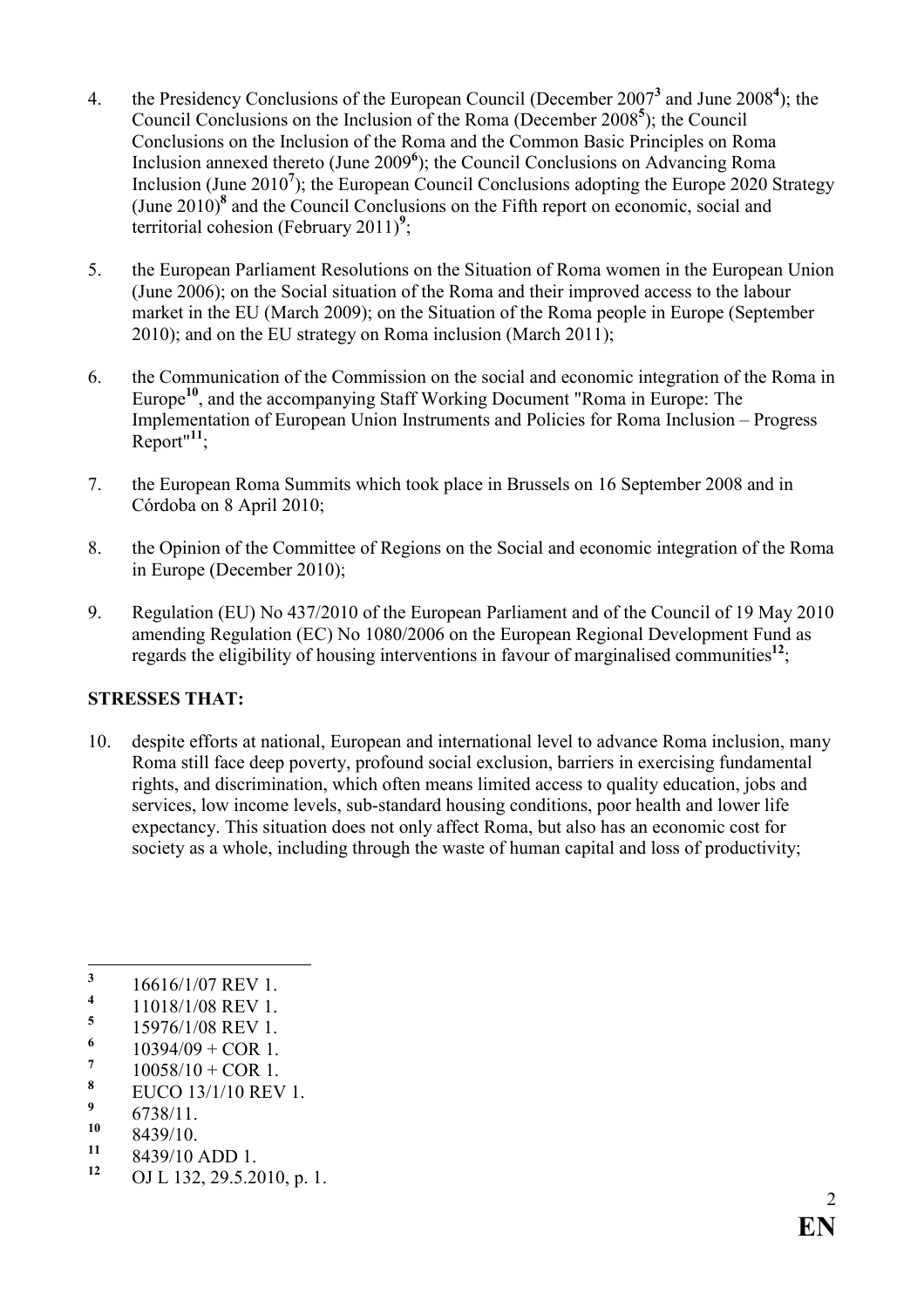4. the Presidency Conclusions of the European Council (December 2007[3] and June 2008[4]); the Council Conclusions on the Inclusion of the Roma (December 2008[5]); the Council Conclusions on the Inclusion of the Roma and the Common Basic Principles on Roma Inclusion annexed thereto (June 2009[6]); the Council Conclusions on Advancing Roma Inclusion (June 2010[7]); the European Council Conclusions adopting the Europe 2020 Strategy (June 2010)[8] and the Council Conclusions on the Fifth report on economic, social and territorial cohesion (February 2011)[9];

5. the European Parliament Resolutions on the Situation of Roma women in the European Union (June 2006); on the Social situation of the Roma and their improved access to the labour market in the EU (March 2009); on the Situation of the Roma people in Europe (September 2010); and on the EU strategy on Roma inclusion (March 2011);

6. the Communication of the Commission on the social and economic integration of the Roma in Europe[10], and the accompanying Staff Working Document "Roma in Europe: The Implementation of European Union Instruments and Policies for Roma Inclusion – Progress Report"[11];

7. the European Roma Summits which took place in Brussels on 16 September 2008 and in Córdoba on 8 April 2010;

8. the Opinion of the Committee of Regions on the Social and economic integration of the Roma in Europe (December 2010);

9. Regulation (EU) No 437/2010 of the European Parliament and of the Council of 19 May 2010 amending Regulation (EC) No 1080/2006 on the European Regional Development Fund as regards the eligibility of housing interventions in favour of marginalised communities[12];

**STRESSES THAT:**

10. despite efforts at national, European and international level to advance Roma inclusion, many Roma still face deep poverty, profound social exclusion, barriers in exercising fundamental rights, and discrimination, which often means limited access to quality education, jobs and services, low income levels, sub-standard housing conditions, poor health and lower life expectancy. This situation does not only affect Roma, but also has an economic cost for society as a whole, including through the waste of human capital and loss of productivity;

---

[3] 16616/1/07 REV 1.
[4] 11018/1/08 REV 1.
[5] 15976/1/08 REV 1.
[6] 10394/09 + COR 1.
[7] 10058/10 + COR 1.
[8] EUCO 13/1/10 REV 1.
[9] 6738/11.
[10] 8439/10.
[11] 8439/10 ADD 1.
[12] OJ L 132, 29.5.2010, p. 1.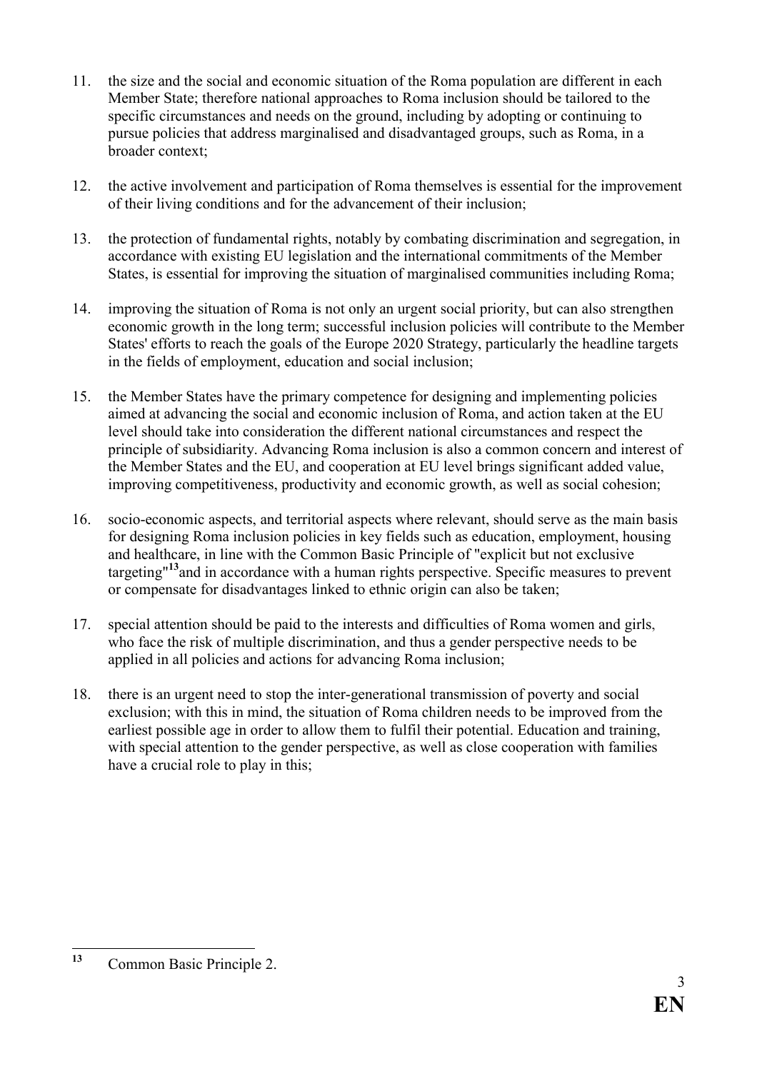11. the size and the social and economic situation of the Roma population are different in each Member State; therefore national approaches to Roma inclusion should be tailored to the specific circumstances and needs on the ground, including by adopting or continuing to pursue policies that address marginalised and disadvantaged groups, such as Roma, in a broader context;

12. the active involvement and participation of Roma themselves is essential for the improvement of their living conditions and for the advancement of their inclusion;

13. the protection of fundamental rights, notably by combating discrimination and segregation, in accordance with existing EU legislation and the international commitments of the Member States, is essential for improving the situation of marginalised communities including Roma;

14. improving the situation of Roma is not only an urgent social priority, but can also strengthen economic growth in the long term; successful inclusion policies will contribute to the Member States' efforts to reach the goals of the Europe 2020 Strategy, particularly the headline targets in the fields of employment, education and social inclusion;

15. the Member States have the primary competence for designing and implementing policies aimed at advancing the social and economic inclusion of Roma, and action taken at the EU level should take into consideration the different national circumstances and respect the principle of subsidiarity. Advancing Roma inclusion is also a common concern and interest of the Member States and the EU, and cooperation at EU level brings significant added value, improving competitiveness, productivity and economic growth, as well as social cohesion;

16. socio-economic aspects, and territorial aspects where relevant, should serve as the main basis for designing Roma inclusion policies in key fields such as education, employment, housing and healthcare, in line with the Common Basic Principle of "explicit but not exclusive targeting"[13] and in accordance with a human rights perspective. Specific measures to prevent or compensate for disadvantages linked to ethnic origin can also be taken;

17. special attention should be paid to the interests and difficulties of Roma women and girls, who face the risk of multiple discrimination, and thus a gender perspective needs to be applied in all policies and actions for advancing Roma inclusion;

18. there is an urgent need to stop the inter-generational transmission of poverty and social exclusion; with this in mind, the situation of Roma children needs to be improved from the earliest possible age in order to allow them to fulfil their potential. Education and training, with special attention to the gender perspective, as well as close cooperation with families have a crucial role to play in this;

---

[13] Common Basic Principle 2.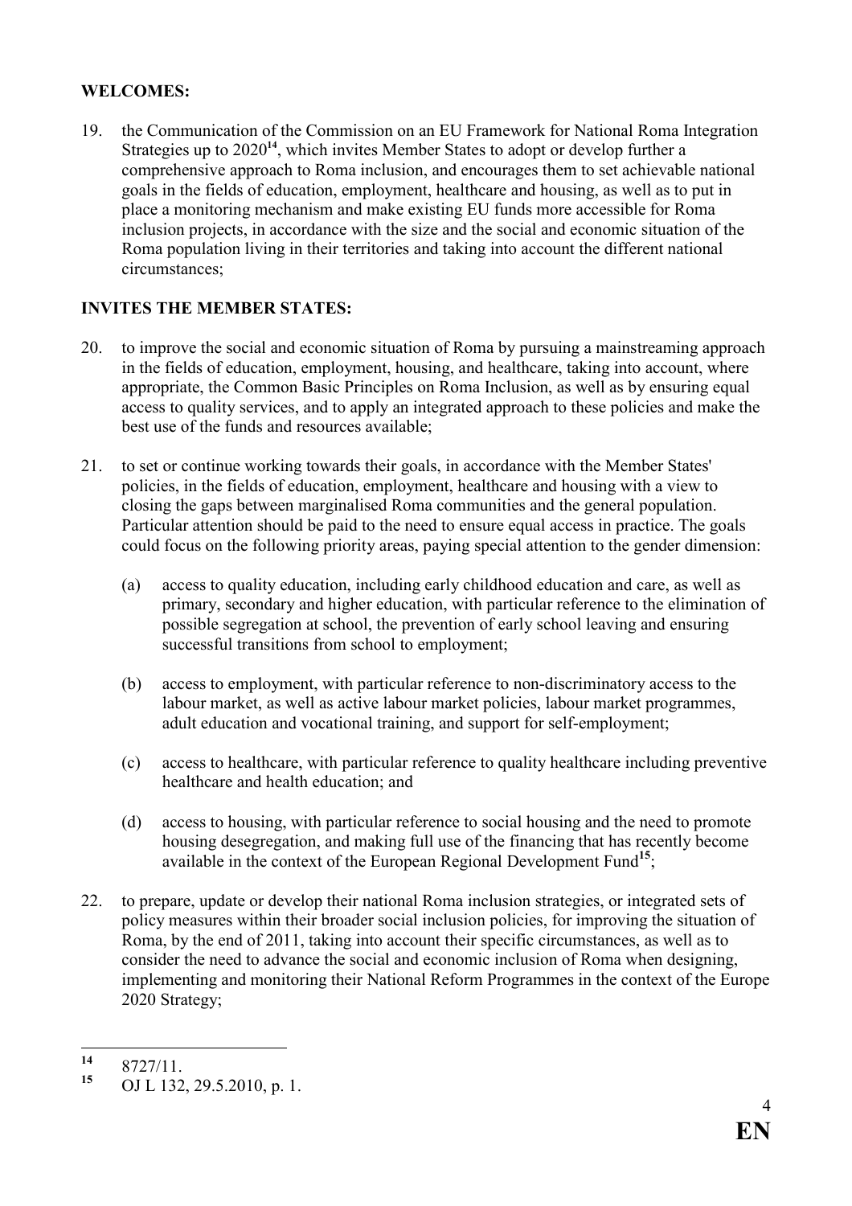**WELCOMES:**

19. the Communication of the Commission on an EU Framework for National Roma Integration Strategies up to 2020[14], which invites Member States to adopt or develop further a comprehensive approach to Roma inclusion, and encourages them to set achievable national goals in the fields of education, employment, healthcare and housing, as well as to put in place a monitoring mechanism and make existing EU funds more accessible for Roma inclusion projects, in accordance with the size and the social and economic situation of the Roma population living in their territories and taking into account the different national circumstances;

**INVITES THE MEMBER STATES:**

20. to improve the social and economic situation of Roma by pursuing a mainstreaming approach in the fields of education, employment, housing, and healthcare, taking into account, where appropriate, the Common Basic Principles on Roma Inclusion, as well as by ensuring equal access to quality services, and to apply an integrated approach to these policies and make the best use of the funds and resources available;

21. to set or continue working towards their goals, in accordance with the Member States' policies, in the fields of education, employment, healthcare and housing with a view to closing the gaps between marginalised Roma communities and the general population. Particular attention should be paid to the need to ensure equal access in practice. The goals could focus on the following priority areas, paying special attention to the gender dimension:

    (a) access to quality education, including early childhood education and care, as well as primary, secondary and higher education, with particular reference to the elimination of possible segregation at school, the prevention of early school leaving and ensuring successful transitions from school to employment;

    (b) access to employment, with particular reference to non-discriminatory access to the labour market, as well as active labour market policies, labour market programmes, adult education and vocational training, and support for self-employment;

    (c) access to healthcare, with particular reference to quality healthcare including preventive healthcare and health education; and

    (d) access to housing, with particular reference to social housing and the need to promote housing desegregation, and making full use of the financing that has recently become available in the context of the European Regional Development Fund[15];

22. to prepare, update or develop their national Roma inclusion strategies, or integrated sets of policy measures within their broader social inclusion policies, for improving the situation of Roma, by the end of 2011, taking into account their specific circumstances, as well as to consider the need to advance the social and economic inclusion of Roma when designing, implementing and monitoring their National Reform Programmes in the context of the Europe 2020 Strategy;

---

[14] 8727/11.

[15] OJ L 132, 29.5.2010, p. 1.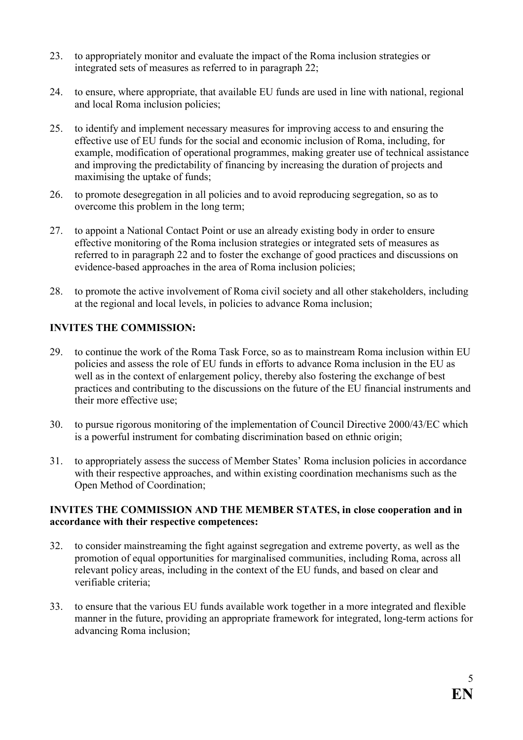23. to appropriately monitor and evaluate the impact of the Roma inclusion strategies or integrated sets of measures as referred to in paragraph 22;

24. to ensure, where appropriate, that available EU funds are used in line with national, regional and local Roma inclusion policies;

25. to identify and implement necessary measures for improving access to and ensuring the effective use of EU funds for the social and economic inclusion of Roma, including, for example, modification of operational programmes, making greater use of technical assistance and improving the predictability of financing by increasing the duration of projects and maximising the uptake of funds;

26. to promote desegregation in all policies and to avoid reproducing segregation, so as to overcome this problem in the long term;

27. to appoint a National Contact Point or use an already existing body in order to ensure effective monitoring of the Roma inclusion strategies or integrated sets of measures as referred to in paragraph 22 and to foster the exchange of good practices and discussions on evidence-based approaches in the area of Roma inclusion policies;

28. to promote the active involvement of Roma civil society and all other stakeholders, including at the regional and local levels, in policies to advance Roma inclusion;

**INVITES THE COMMISSION:**

29. to continue the work of the Roma Task Force, so as to mainstream Roma inclusion within EU policies and assess the role of EU funds in efforts to advance Roma inclusion in the EU as well as in the context of enlargement policy, thereby also fostering the exchange of best practices and contributing to the discussions on the future of the EU financial instruments and their more effective use;

30. to pursue rigorous monitoring of the implementation of Council Directive 2000/43/EC which is a powerful instrument for combating discrimination based on ethnic origin;

31. to appropriately assess the success of Member States' Roma inclusion policies in accordance with their respective approaches, and within existing coordination mechanisms such as the Open Method of Coordination;

**INVITES THE COMMISSION AND THE MEMBER STATES, in close cooperation and in accordance with their respective competences:**

32. to consider mainstreaming the fight against segregation and extreme poverty, as well as the promotion of equal opportunities for marginalised communities, including Roma, across all relevant policy areas, including in the context of the EU funds, and based on clear and verifiable criteria;

33. to ensure that the various EU funds available work together in a more integrated and flexible manner in the future, providing an appropriate framework for integrated, long-term actions for advancing Roma inclusion;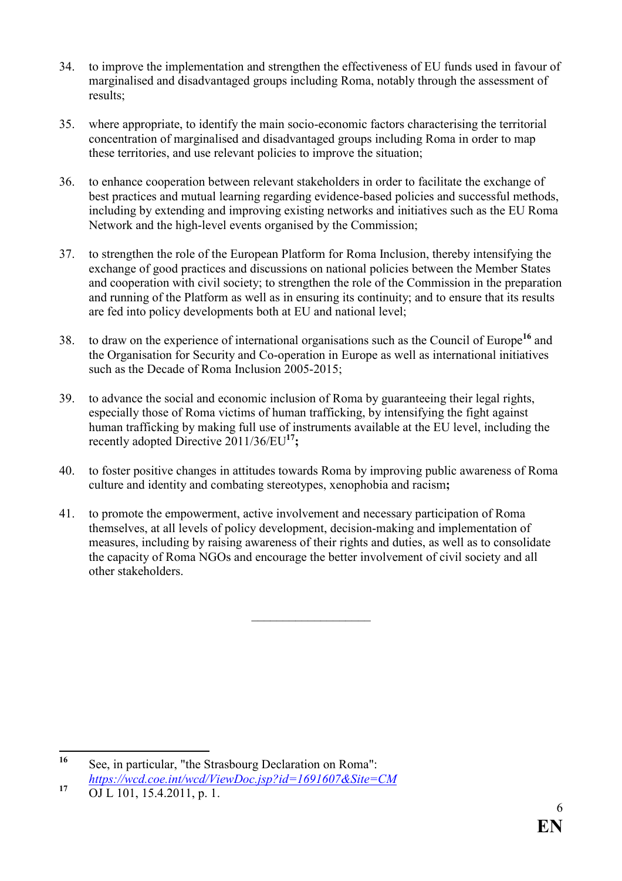34. to improve the implementation and strengthen the effectiveness of EU funds used in favour of marginalised and disadvantaged groups including Roma, notably through the assessment of results;

35. where appropriate, to identify the main socio-economic factors characterising the territorial concentration of marginalised and disadvantaged groups including Roma in order to map these territories, and use relevant policies to improve the situation;

36. to enhance cooperation between relevant stakeholders in order to facilitate the exchange of best practices and mutual learning regarding evidence-based policies and successful methods, including by extending and improving existing networks and initiatives such as the EU Roma Network and the high-level events organised by the Commission;

37. to strengthen the role of the European Platform for Roma Inclusion, thereby intensifying the exchange of good practices and discussions on national policies between the Member States and cooperation with civil society; to strengthen the role of the Commission in the preparation and running of the Platform as well as in ensuring its continuity; and to ensure that its results are fed into policy developments both at EU and national level;

38. to draw on the experience of international organisations such as the Council of Europe[16] and the Organisation for Security and Co-operation in Europe as well as international initiatives such as the Decade of Roma Inclusion 2005-2015;

39. to advance the social and economic inclusion of Roma by guaranteeing their legal rights, especially those of Roma victims of human trafficking, by intensifying the fight against human trafficking by making full use of instruments available at the EU level, including the recently adopted Directive 2011/36/EU[17]**;**

40. to foster positive changes in attitudes towards Roma by improving public awareness of Roma culture and identity and combating stereotypes, xenophobia and racism**;**

41. to promote the empowerment, active involvement and necessary participation of Roma themselves, at all levels of policy development, decision-making and implementation of measures, including by raising awareness of their rights and duties, as well as to consolidate the capacity of Roma NGOs and encourage the better involvement of civil society and all other stakeholders.

---

[16] See, in particular, "the Strasbourg Declaration on Roma": *https://wcd.coe.int/wcd/ViewDoc.jsp?id=1691607&Site=CM*

[17] OJ L 101, 15.4.2011, p. 1.